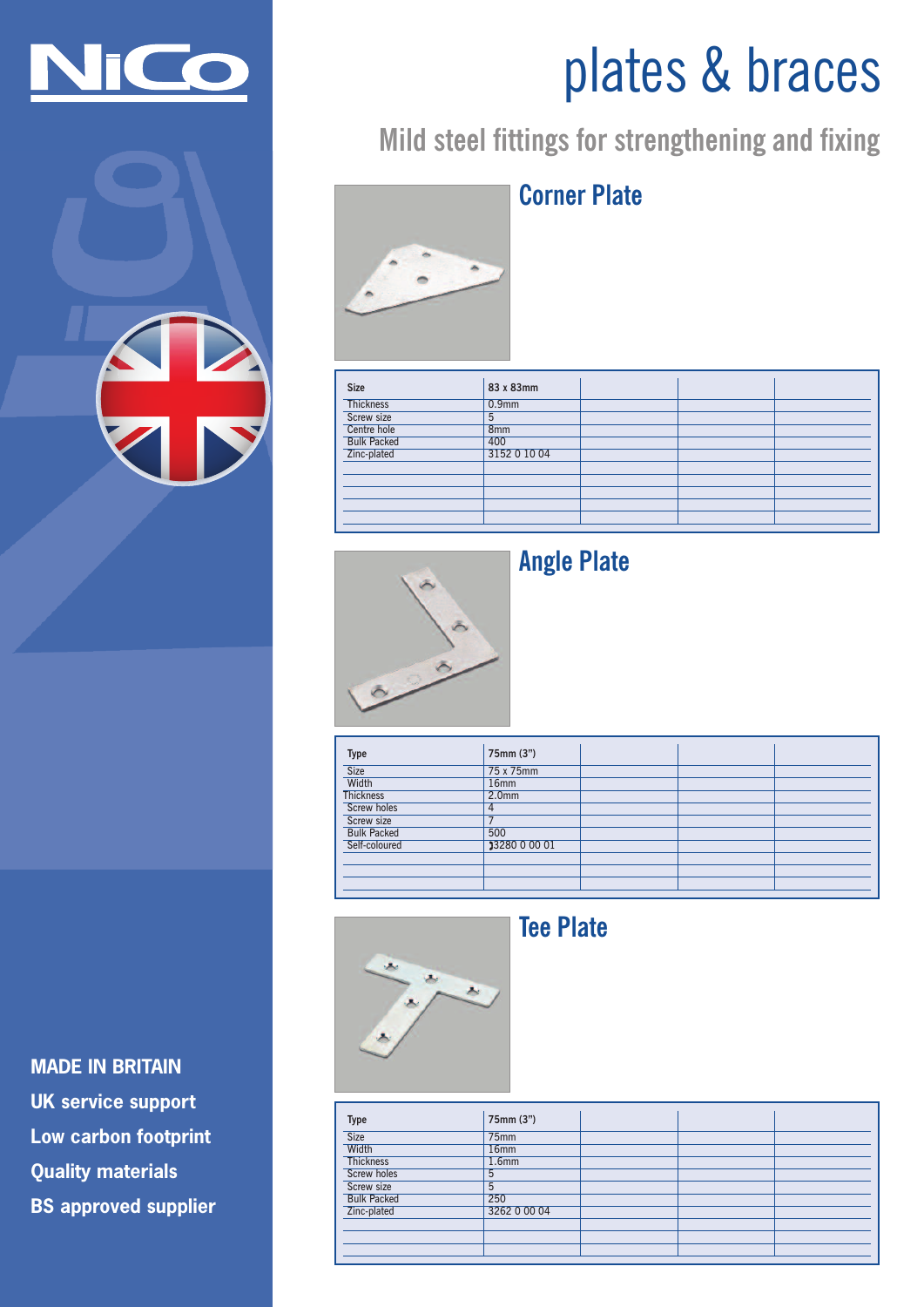# plates & braces

## Mild steel fittings for strengthening and fixing

### Corner Plate

| Size | 83 x 83mm | | | |
|---|---|---|---|---|
| Thickness | 0.9mm | | | |
| Screw size | 5 | | | |
| Centre hole | 8mm | | | |
| Bulk Packed | 400 | | | |
| Zinc-plated | 3152 0 10 04 | | | |

### Angle Plate

| Type | 75mm (3") | | | |
|---|---|---|---|---|
| Size | 75 x 75mm | | | |
| Width | 16mm | | | |
| Thickness | 2.0mm | | | |
| Screw holes | 4 | | | |
| Screw size | 7 | | | |
| Bulk Packed | 500 | | | |
| Self-coloured | 3280 0 00 01 | | | |

### Tee Plate

| Type | 75mm (3") | | | |
|---|---|---|---|---|
| Size | 75mm | | | |
| Width | 16mm | | | |
| Thickness | 1.6mm | | | |
| Screw holes | 5 | | | |
| Screw size | 5 | | | |
| Bulk Packed | 250 | | | |
| Zinc-plated | 3262 0 00 04 | | | |

**MADE IN BRITAIN**

**UK service support**

**Low carbon footprint**

**Quality materials**

**BS approved supplier**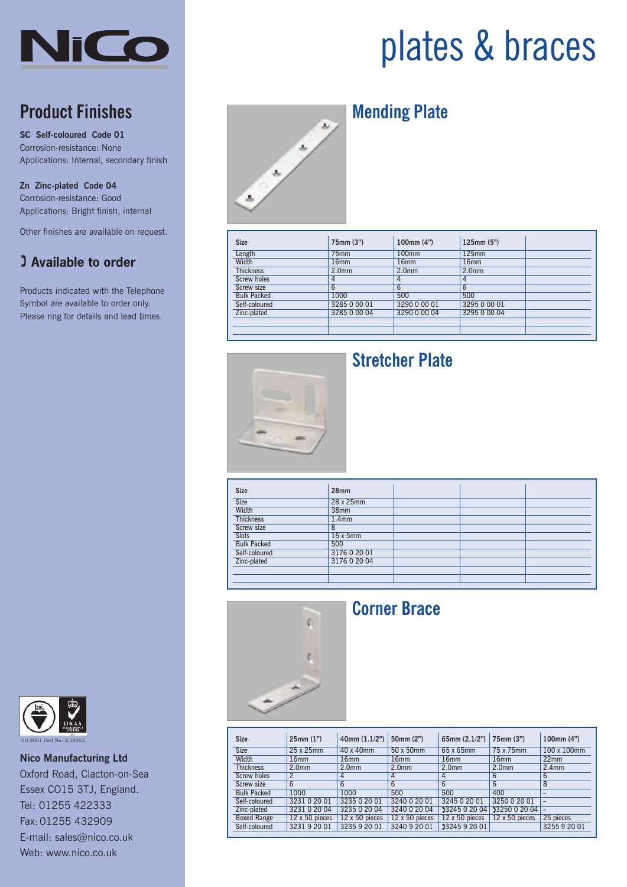# plates & braces

## Product Finishes

**SC Self-coloured Code 01**
Corrosion-resistance: None
Applications: Internal, secondary finish

**Zn Zinc-plated Code 04**
Corrosion-resistance: Good
Applications: Bright finish, internal

Other finishes are available on request.

## ☎ Available to order

Products indicated with the Telephone Symbol are available to order only. Please ring for details and lead times.

## Mending Plate

| Size | 75mm (3") | 100mm (4") | 125mm (5") | |
|---|---|---|---|---|
| Length | 75mm | 100mm | 125mm | |
| Width | 16mm | 16mm | 16mm | |
| Thickness | 2.0mm | 2.0mm | 2.0mm | |
| Screw holes | 4 | 4 | 4 | |
| Screw size | 6 | 6 | 6 | |
| Bulk Packed | 1000 | 500 | 500 | |
| Self-coloured | 3285 0 00 01 | 3290 0 00 01 | 3295 0 00 01 | |
| Zinc-plated | 3285 0 00 04 | 3290 0 00 04 | 3295 0 00 04 | |

## Stretcher Plate

| Size | 28mm | | | |
|---|---|---|---|---|
| Size | 28 x 25mm | | | |
| Width | 38mm | | | |
| Thickness | 1.4mm | | | |
| Screw size | 8 | | | |
| Slots | 16 x 5mm | | | |
| Bulk Packed | 500 | | | |
| Self-coloured | 3176 0 20 01 | | | |
| Zinc-plated | 3176 0 20 04 | | | |

## Corner Brace

| Size | 25mm (1") | 40mm (1.1/2") | 50mm (2") | 65mm (2.1/2") | 75mm (3") | 100mm (4") |
|---|---|---|---|---|---|---|
| Size | 25 x 25mm | 40 x 40mm | 50 x 50mm | 65 x 65mm | 75 x 75mm | 100 x 100mm |
| Width | 16mm | 16mm | 16mm | 16mm | 16mm | 22mm |
| Thickness | 2.0mm | 2.0mm | 2.0mm | 2.0mm | 2.0mm | 2.4mm |
| Screw holes | 2 | 4 | 4 | 4 | 6 | 6 |
| Screw size | 6 | 6 | 6 | 6 | 6 | 8 |
| Bulk Packed | 1000 | 1000 | 500 | 500 | 400 | – |
| Self-coloured | 3231 0 20 01 | 3235 0 20 01 | 3240 0 20 01 | 3245 0 20 01 | 3250 0 20 01 | – |
| Zinc-plated | 3231 0 20 04 | 3235 0 20 04 | 3240 0 20 04 | ☎3245 0 20 04 | ☎3250 0 20 04 | – |
| Boxed Range | 12 x 50 pieces | 12 x 50 pieces | 12 x 50 pieces | 12 x 50 pieces | 12 x 50 pieces | 25 pieces |
| Self-coloured | 3231 9 20 01 | 3235 9 20 01 | 3240 9 20 01 | ☎3245 9 20 01 | | 3255 9 20 01 |

ISO 9001 Cert No: Q 09355

**Nico Manufacturing Ltd**
Oxford Road, Clacton-on-Sea
Essex CO15 3TJ, England.
Tel: 01255 422333
Fax: 01255 432909
E-mail: sales@nico.co.uk
Web: www.nico.co.uk